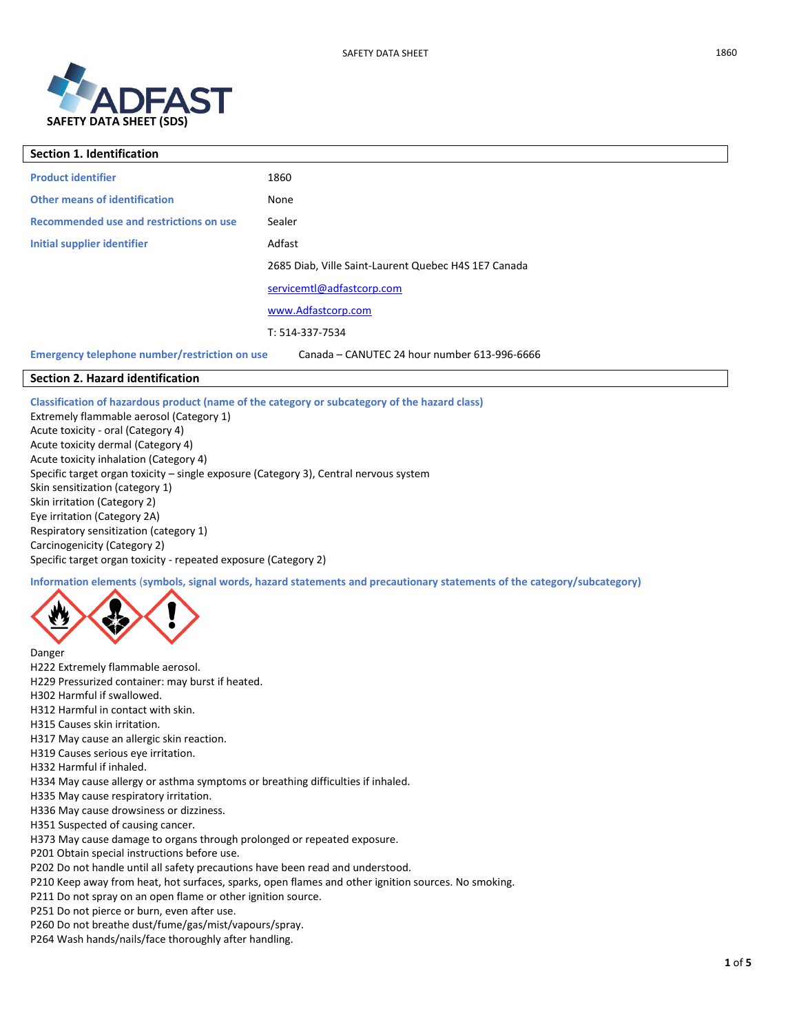ADFAST

**SAFETY DATA SHEET (SDS)**

## Section 1. Identification

| | |
|---|---|
| **Product identifier** | 1860 |
| **Other means of identification** | None |
| **Recommended use and restrictions on use** | Sealer |
| **Initial supplier identifier** | Adfast |
| | 2685 Diab, Ville Saint-Laurent Quebec H4S 1E7 Canada |
| | servicemtl@adfastcorp.com |
| | www.Adfastcorp.com |
| | T: 514-337-7534 |
| **Emergency telephone number/restriction on use** | Canada – CANUTEC 24 hour number 613-996-6666 |

## Section 2. Hazard identification

**Classification of hazardous product (name of the category or subcategory of the hazard class)**

Extremely flammable aerosol (Category 1)
Acute toxicity - oral (Category 4)
Acute toxicity dermal (Category 4)
Acute toxicity inhalation (Category 4)
Specific target organ toxicity – single exposure (Category 3), Central nervous system
Skin sensitization (category 1)
Skin irritation (Category 2)
Eye irritation (Category 2A)
Respiratory sensitization (category 1)
Carcinogenicity (Category 2)
Specific target organ toxicity - repeated exposure (Category 2)

**Information elements (symbols, signal words, hazard statements and precautionary statements of the category/subcategory)**

Danger
H222 Extremely flammable aerosol.
H229 Pressurized container: may burst if heated.
H302 Harmful if swallowed.
H312 Harmful in contact with skin.
H315 Causes skin irritation.
H317 May cause an allergic skin reaction.
H319 Causes serious eye irritation.
H332 Harmful if inhaled.
H334 May cause allergy or asthma symptoms or breathing difficulties if inhaled.
H335 May cause respiratory irritation.
H336 May cause drowsiness or dizziness.
H351 Suspected of causing cancer.
H373 May cause damage to organs through prolonged or repeated exposure.
P201 Obtain special instructions before use.
P202 Do not handle until all safety precautions have been read and understood.
P210 Keep away from heat, hot surfaces, sparks, open flames and other ignition sources. No smoking.
P211 Do not spray on an open flame or other ignition source.
P251 Do not pierce or burn, even after use.
P260 Do not breathe dust/fume/gas/mist/vapours/spray.
P264 Wash hands/nails/face thoroughly after handling.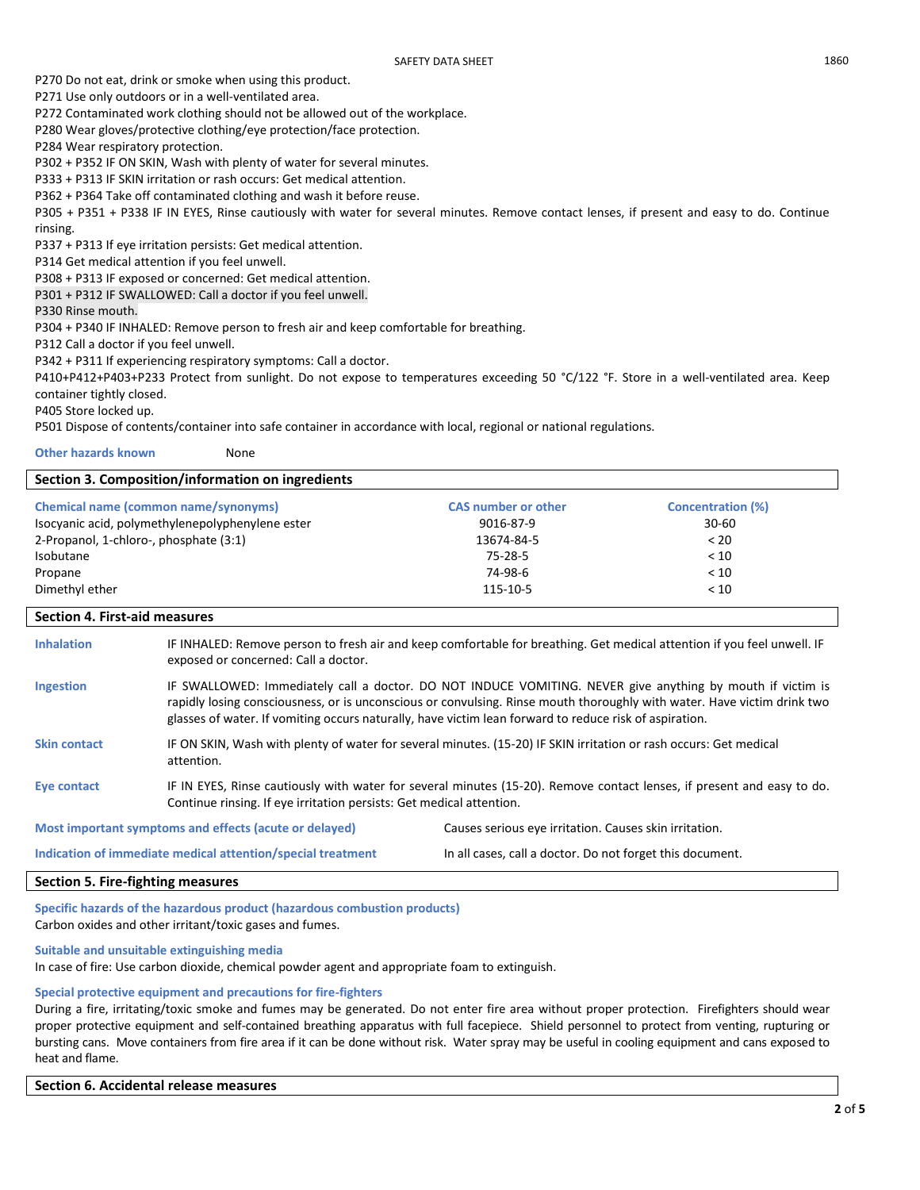P270 Do not eat, drink or smoke when using this product.
P271 Use only outdoors or in a well-ventilated area.
P272 Contaminated work clothing should not be allowed out of the workplace.
P280 Wear gloves/protective clothing/eye protection/face protection.
P284 Wear respiratory protection.
P302 + P352 IF ON SKIN, Wash with plenty of water for several minutes.
P333 + P313 IF SKIN irritation or rash occurs: Get medical attention.
P362 + P364 Take off contaminated clothing and wash it before reuse.
P305 + P351 + P338 IF IN EYES, Rinse cautiously with water for several minutes. Remove contact lenses, if present and easy to do. Continue rinsing.
P337 + P313 If eye irritation persists: Get medical attention.
P314 Get medical attention if you feel unwell.
P308 + P313 IF exposed or concerned: Get medical attention.
P301 + P312 IF SWALLOWED: Call a doctor if you feel unwell.
P330 Rinse mouth.
P304 + P340 IF INHALED: Remove person to fresh air and keep comfortable for breathing.
P312 Call a doctor if you feel unwell.
P342 + P311 If experiencing respiratory symptoms: Call a doctor.
P410+P412+P403+P233 Protect from sunlight. Do not expose to temperatures exceeding 50 °C/122 °F. Store in a well-ventilated area. Keep container tightly closed.
P405 Store locked up.
P501 Dispose of contents/container into safe container in accordance with local, regional or national regulations.

**Other hazards known** None

## Section 3. Composition/information on ingredients

| Chemical name (common name/synonyms) | CAS number or other | Concentration (%) |
|---|---|---|
| Isocyanic acid, polymethylenepolyphenylene ester | 9016-87-9 | 30-60 |
| 2-Propanol, 1-chloro-, phosphate (3:1) | 13674-84-5 | < 20 |
| Isobutane | 75-28-5 | < 10 |
| Propane | 74-98-6 | < 10 |
| Dimethyl ether | 115-10-5 | < 10 |

## Section 4. First-aid measures

**Inhalation** IF INHALED: Remove person to fresh air and keep comfortable for breathing. Get medical attention if you feel unwell. IF exposed or concerned: Call a doctor.

**Ingestion** IF SWALLOWED: Immediately call a doctor. DO NOT INDUCE VOMITING. NEVER give anything by mouth if victim is rapidly losing consciousness, or is unconscious or convulsing. Rinse mouth thoroughly with water. Have victim drink two glasses of water. If vomiting occurs naturally, have victim lean forward to reduce risk of aspiration.

**Skin contact** IF ON SKIN, Wash with plenty of water for several minutes. (15-20) IF SKIN irritation or rash occurs: Get medical attention.

**Eye contact** IF IN EYES, Rinse cautiously with water for several minutes (15-20). Remove contact lenses, if present and easy to do. Continue rinsing. If eye irritation persists: Get medical attention.

**Most important symptoms and effects (acute or delayed)** Causes serious eye irritation. Causes skin irritation.

**Indication of immediate medical attention/special treatment** In all cases, call a doctor. Do not forget this document.

## Section 5. Fire-fighting measures

**Specific hazards of the hazardous product (hazardous combustion products)**
Carbon oxides and other irritant/toxic gases and fumes.

**Suitable and unsuitable extinguishing media**
In case of fire: Use carbon dioxide, chemical powder agent and appropriate foam to extinguish.

**Special protective equipment and precautions for fire-fighters**
During a fire, irritating/toxic smoke and fumes may be generated. Do not enter fire area without proper protection. Firefighters should wear proper protective equipment and self-contained breathing apparatus with full facepiece. Shield personnel to protect from venting, rupturing or bursting cans. Move containers from fire area if it can be done without risk. Water spray may be useful in cooling equipment and cans exposed to heat and flame.

## Section 6. Accidental release measures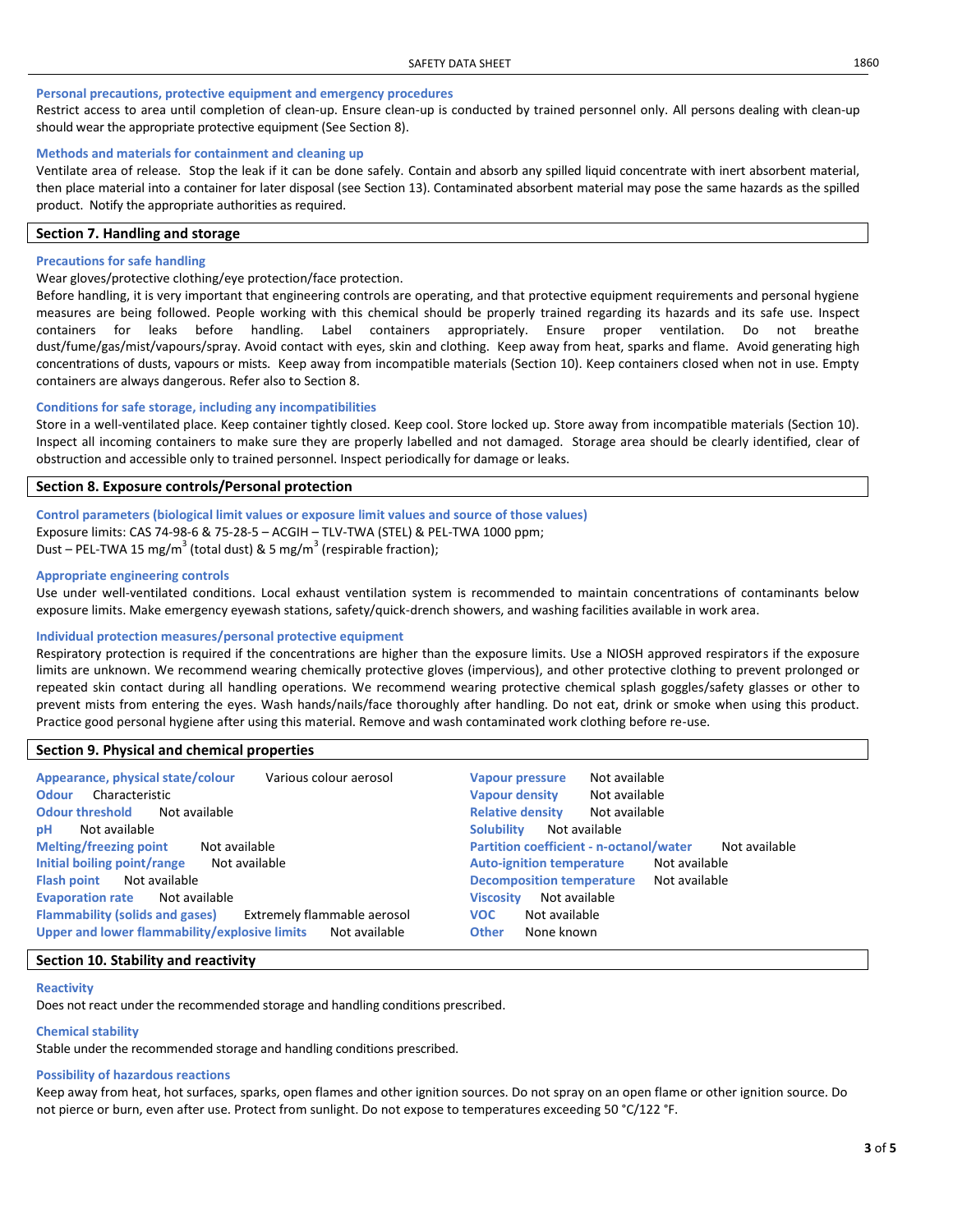### Personal precautions, protective equipment and emergency procedures

Restrict access to area until completion of clean-up. Ensure clean-up is conducted by trained personnel only. All persons dealing with clean-up should wear the appropriate protective equipment (See Section 8).

### Methods and materials for containment and cleaning up

Ventilate area of release. Stop the leak if it can be done safely. Contain and absorb any spilled liquid concentrate with inert absorbent material, then place material into a container for later disposal (see Section 13). Contaminated absorbent material may pose the same hazards as the spilled product. Notify the appropriate authorities as required.

## Section 7. Handling and storage

### Precautions for safe handling

Wear gloves/protective clothing/eye protection/face protection.

Before handling, it is very important that engineering controls are operating, and that protective equipment requirements and personal hygiene measures are being followed. People working with this chemical should be properly trained regarding its hazards and its safe use. Inspect containers for leaks before handling. Label containers appropriately. Ensure proper ventilation. Do not breathe dust/fume/gas/mist/vapours/spray. Avoid contact with eyes, skin and clothing. Keep away from heat, sparks and flame. Avoid generating high concentrations of dusts, vapours or mists. Keep away from incompatible materials (Section 10). Keep containers closed when not in use. Empty containers are always dangerous. Refer also to Section 8.

### Conditions for safe storage, including any incompatibilities

Store in a well-ventilated place. Keep container tightly closed. Keep cool. Store locked up. Store away from incompatible materials (Section 10). Inspect all incoming containers to make sure they are properly labelled and not damaged. Storage area should be clearly identified, clear of obstruction and accessible only to trained personnel. Inspect periodically for damage or leaks.

## Section 8. Exposure controls/Personal protection

### Control parameters (biological limit values or exposure limit values and source of those values)

Exposure limits: CAS 74-98-6 & 75-28-5 – ACGIH – TLV-TWA (STEL) & PEL-TWA 1000 ppm;
Dust – PEL-TWA 15 mg/m$^3$ (total dust) & 5 mg/m$^3$ (respirable fraction);

### Appropriate engineering controls

Use under well-ventilated conditions. Local exhaust ventilation system is recommended to maintain concentrations of contaminants below exposure limits. Make emergency eyewash stations, safety/quick-drench showers, and washing facilities available in work area.

### Individual protection measures/personal protective equipment

Respiratory protection is required if the concentrations are higher than the exposure limits. Use a NIOSH approved respirators if the exposure limits are unknown. We recommend wearing chemically protective gloves (impervious), and other protective clothing to prevent prolonged or repeated skin contact during all handling operations. We recommend wearing protective chemical splash goggles/safety glasses or other to prevent mists from entering the eyes. Wash hands/nails/face thoroughly after handling. Do not eat, drink or smoke when using this product. Practice good personal hygiene after using this material. Remove and wash contaminated work clothing before re-use.

## Section 9. Physical and chemical properties

| Property | Value |
|---|---|
| Appearance, physical state/colour | Various colour aerosol |
| Odour | Characteristic |
| Odour threshold | Not available |
| pH | Not available |
| Melting/freezing point | Not available |
| Initial boiling point/range | Not available |
| Flash point | Not available |
| Evaporation rate | Not available |
| Flammability (solids and gases) | Extremely flammable aerosol |
| Upper and lower flammability/explosive limits | Not available |
| Vapour pressure | Not available |
| Vapour density | Not available |
| Relative density | Not available |
| Solubility | Not available |
| Partition coefficient - n-octanol/water | Not available |
| Auto-ignition temperature | Not available |
| Decomposition temperature | Not available |
| Viscosity | Not available |
| VOC | Not available |
| Other | None known |

## Section 10. Stability and reactivity

### Reactivity

Does not react under the recommended storage and handling conditions prescribed.

### Chemical stability

Stable under the recommended storage and handling conditions prescribed.

### Possibility of hazardous reactions

Keep away from heat, hot surfaces, sparks, open flames and other ignition sources. Do not spray on an open flame or other ignition source. Do not pierce or burn, even after use. Protect from sunlight. Do not expose to temperatures exceeding 50 °C/122 °F.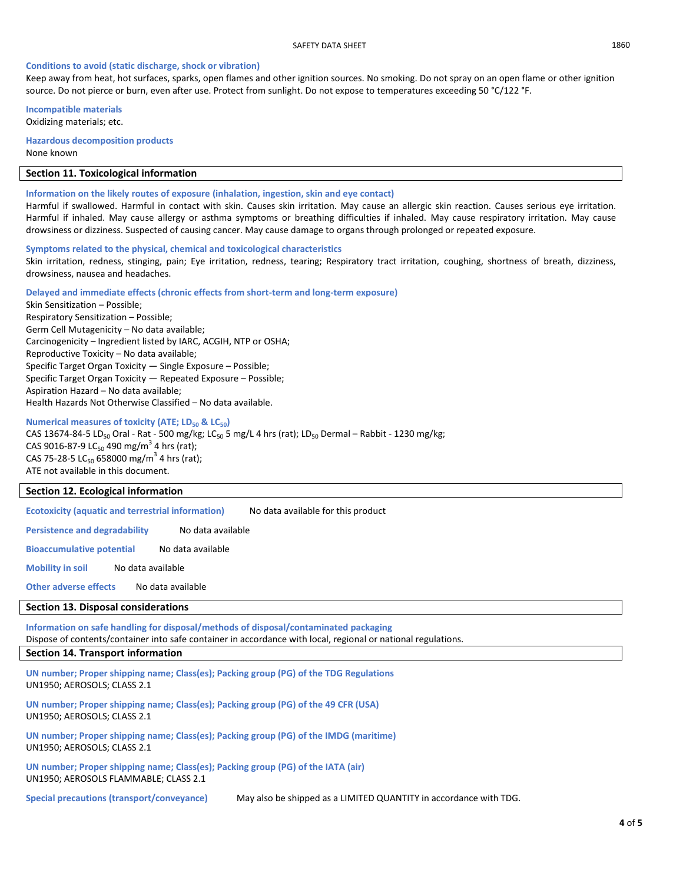**Conditions to avoid (static discharge, shock or vibration)**

Keep away from heat, hot surfaces, sparks, open flames and other ignition sources. No smoking. Do not spray on an open flame or other ignition source. Do not pierce or burn, even after use. Protect from sunlight. Do not expose to temperatures exceeding 50 °C/122 °F.

**Incompatible materials**

Oxidizing materials; etc.

**Hazardous decomposition products**

None known

## Section 11. Toxicological information

**Information on the likely routes of exposure (inhalation, ingestion, skin and eye contact)**

Harmful if swallowed. Harmful in contact with skin. Causes skin irritation. May cause an allergic skin reaction. Causes serious eye irritation. Harmful if inhaled. May cause allergy or asthma symptoms or breathing difficulties if inhaled. May cause respiratory irritation. May cause drowsiness or dizziness. Suspected of causing cancer. May cause damage to organs through prolonged or repeated exposure.

**Symptoms related to the physical, chemical and toxicological characteristics**

Skin irritation, redness, stinging, pain; Eye irritation, redness, tearing; Respiratory tract irritation, coughing, shortness of breath, dizziness, drowsiness, nausea and headaches.

**Delayed and immediate effects (chronic effects from short-term and long-term exposure)**

Skin Sensitization – Possible;
Respiratory Sensitization – Possible;
Germ Cell Mutagenicity – No data available;
Carcinogenicity – Ingredient listed by IARC, ACGIH, NTP or OSHA;
Reproductive Toxicity – No data available;
Specific Target Organ Toxicity — Single Exposure – Possible;
Specific Target Organ Toxicity — Repeated Exposure – Possible;
Aspiration Hazard – No data available;
Health Hazards Not Otherwise Classified – No data available.

**Numerical measures of toxicity (ATE; $LD_{50}$ & $LC_{50}$)**

CAS 13674-84-5 $LD_{50}$ Oral - Rat - 500 mg/kg; $LC_{50}$ 5 mg/L 4 hrs (rat); $LD_{50}$ Dermal – Rabbit - 1230 mg/kg;
CAS 9016-87-9 $LC_{50}$ 490 mg/m$^3$ 4 hrs (rat);
CAS 75-28-5 $LC_{50}$ 658000 mg/m$^3$ 4 hrs (rat);
ATE not available in this document.

## Section 12. Ecological information

**Ecotoxicity (aquatic and terrestrial information)** No data available for this product

**Persistence and degradability** No data available

**Bioaccumulative potential** No data available

**Mobility in soil** No data available

**Other adverse effects** No data available

## Section 13. Disposal considerations

**Information on safe handling for disposal/methods of disposal/contaminated packaging**

Dispose of contents/container into safe container in accordance with local, regional or national regulations.

## Section 14. Transport information

**UN number; Proper shipping name; Class(es); Packing group (PG) of the TDG Regulations**

UN1950; AEROSOLS; CLASS 2.1

**UN number; Proper shipping name; Class(es); Packing group (PG) of the 49 CFR (USA)**

UN1950; AEROSOLS; CLASS 2.1

**UN number; Proper shipping name; Class(es); Packing group (PG) of the IMDG (maritime)**

UN1950; AEROSOLS; CLASS 2.1

**UN number; Proper shipping name; Class(es); Packing group (PG) of the IATA (air)**

UN1950; AEROSOLS FLAMMABLE; CLASS 2.1

**Special precautions (transport/conveyance)** May also be shipped as a LIMITED QUANTITY in accordance with TDG.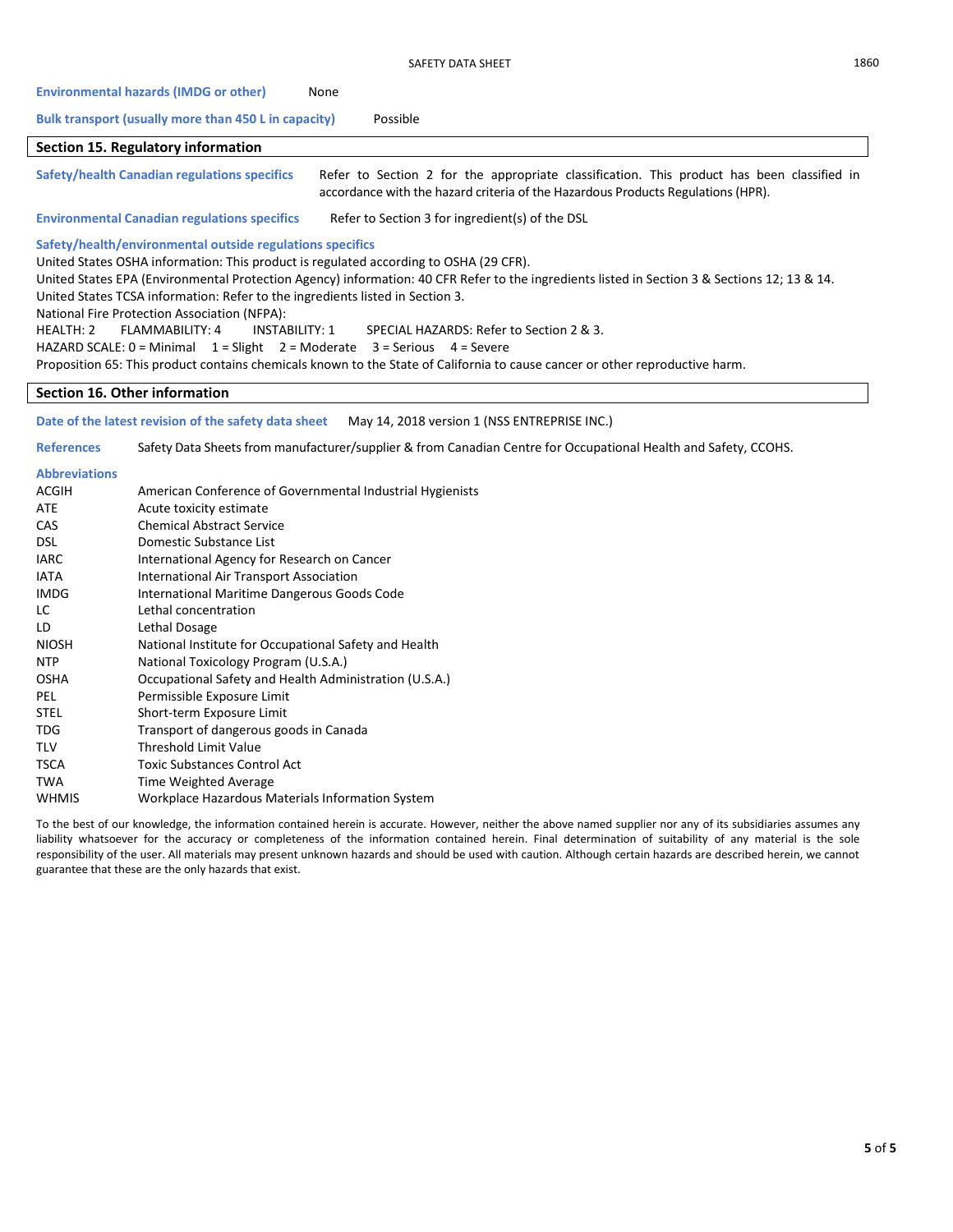**Environmental hazards (IMDG or other)** None

**Bulk transport (usually more than 450 L in capacity)** Possible

## Section 15. Regulatory information

**Safety/health Canadian regulations specifics** Refer to Section 2 for the appropriate classification. This product has been classified in accordance with the hazard criteria of the Hazardous Products Regulations (HPR).

**Environmental Canadian regulations specifics** Refer to Section 3 for ingredient(s) of the DSL

**Safety/health/environmental outside regulations specifics**

United States OSHA information: This product is regulated according to OSHA (29 CFR).
United States EPA (Environmental Protection Agency) information: 40 CFR Refer to the ingredients listed in Section 3 & Sections 12; 13 & 14.
United States TCSA information: Refer to the ingredients listed in Section 3.
National Fire Protection Association (NFPA):
HEALTH: 2 FLAMMABILITY: 4 INSTABILITY: 1 SPECIAL HAZARDS: Refer to Section 2 & 3.
HAZARD SCALE: 0 = Minimal 1 = Slight 2 = Moderate 3 = Serious 4 = Severe
Proposition 65: This product contains chemicals known to the State of California to cause cancer or other reproductive harm.

## Section 16. Other information

**Date of the latest revision of the safety data sheet** May 14, 2018 version 1 (NSS ENTREPRISE INC.)

**References** Safety Data Sheets from manufacturer/supplier & from Canadian Centre for Occupational Health and Safety, CCOHS.

**Abbreviations**

| | |
|---|---|
| ACGIH | American Conference of Governmental Industrial Hygienists |
| ATE | Acute toxicity estimate |
| CAS | Chemical Abstract Service |
| DSL | Domestic Substance List |
| IARC | International Agency for Research on Cancer |
| IATA | International Air Transport Association |
| IMDG | International Maritime Dangerous Goods Code |
| LC | Lethal concentration |
| LD | Lethal Dosage |
| NIOSH | National Institute for Occupational Safety and Health |
| NTP | National Toxicology Program (U.S.A.) |
| OSHA | Occupational Safety and Health Administration (U.S.A.) |
| PEL | Permissible Exposure Limit |
| STEL | Short-term Exposure Limit |
| TDG | Transport of dangerous goods in Canada |
| TLV | Threshold Limit Value |
| TSCA | Toxic Substances Control Act |
| TWA | Time Weighted Average |
| WHMIS | Workplace Hazardous Materials Information System |

To the best of our knowledge, the information contained herein is accurate. However, neither the above named supplier nor any of its subsidiaries assumes any liability whatsoever for the accuracy or completeness of the information contained herein. Final determination of suitability of any material is the sole responsibility of the user. All materials may present unknown hazards and should be used with caution. Although certain hazards are described herein, we cannot guarantee that these are the only hazards that exist.